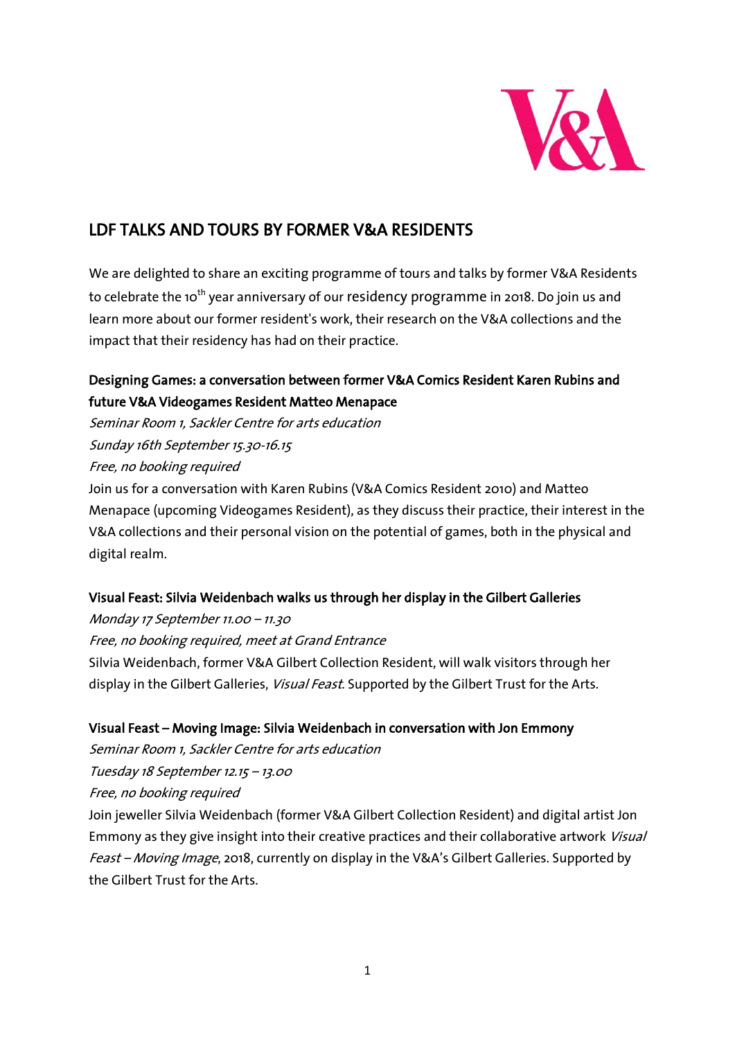# LDF TALKS AND TOURS BY FORMER V&A RESIDENTS

We are delighted to share an exciting programme of tours and talks by former V&A Residents to celebrate the 10th year anniversary of our residency programme in 2018. Do join us and learn more about our former resident's work, their research on the V&A collections and the impact that their residency has had on their practice.

## Designing Games: a conversation between former V&A Comics Resident Karen Rubins and future V&A Videogames Resident Matteo Menapace

*Seminar Room 1, Sackler Centre for arts education*
*Sunday 16th September 15.30-16.15*
*Free, no booking required*

Join us for a conversation with Karen Rubins (V&A Comics Resident 2010) and Matteo Menapace (upcoming Videogames Resident), as they discuss their practice, their interest in the V&A collections and their personal vision on the potential of games, both in the physical and digital realm.

## Visual Feast: Silvia Weidenbach walks us through her display in the Gilbert Galleries

*Monday 17 September 11.00 – 11.30*
*Free, no booking required, meet at Grand Entrance*

Silvia Weidenbach, former V&A Gilbert Collection Resident, will walk visitors through her display in the Gilbert Galleries, *Visual Feast*. Supported by the Gilbert Trust for the Arts.

## Visual Feast – Moving Image: Silvia Weidenbach in conversation with Jon Emmony

*Seminar Room 1, Sackler Centre for arts education*
*Tuesday 18 September 12.15 – 13.00*
*Free, no booking required*

Join jeweller Silvia Weidenbach (former V&A Gilbert Collection Resident) and digital artist Jon Emmony as they give insight into their creative practices and their collaborative artwork *Visual Feast – Moving Image*, 2018, currently on display in the V&A's Gilbert Galleries. Supported by the Gilbert Trust for the Arts.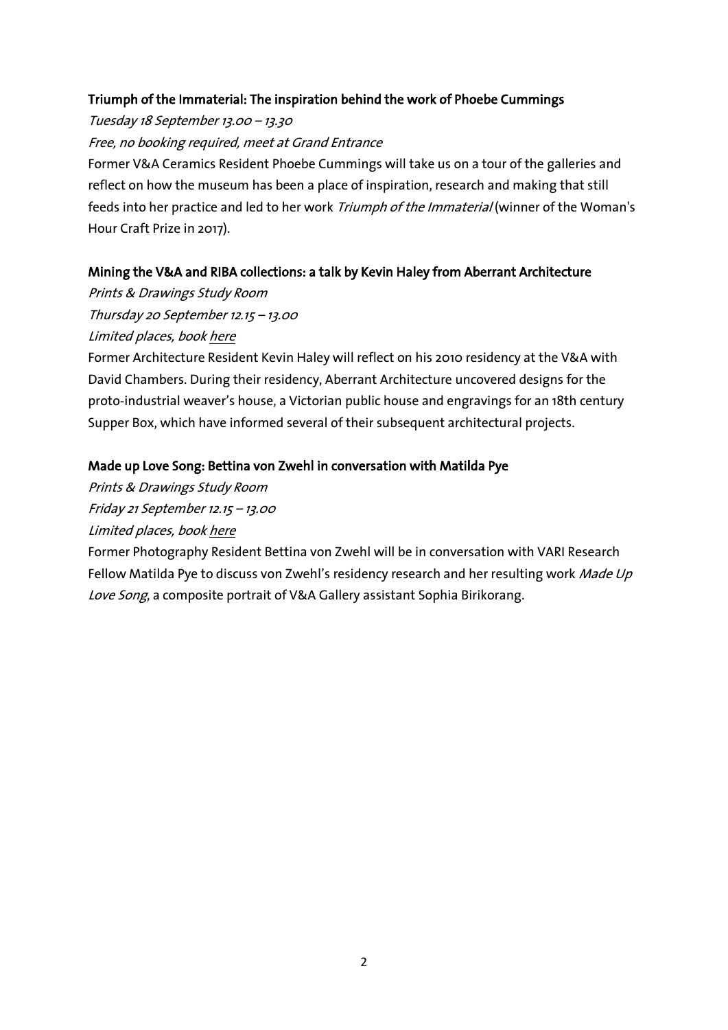### Triumph of the Immaterial: The inspiration behind the work of Phoebe Cummings

*Tuesday 18 September 13.00 – 13.30*

*Free, no booking required, meet at Grand Entrance*

Former V&A Ceramics Resident Phoebe Cummings will take us on a tour of the galleries and reflect on how the museum has been a place of inspiration, research and making that still feeds into her practice and led to her work *Triumph of the Immaterial* (winner of the Woman's Hour Craft Prize in 2017).

### Mining the V&A and RIBA collections: a talk by Kevin Haley from Aberrant Architecture

*Prints & Drawings Study Room*

*Thursday 20 September 12.15 – 13.00*

*Limited places, book here*

Former Architecture Resident Kevin Haley will reflect on his 2010 residency at the V&A with David Chambers. During their residency, Aberrant Architecture uncovered designs for the proto-industrial weaver's house, a Victorian public house and engravings for an 18th century Supper Box, which have informed several of their subsequent architectural projects.

### Made up Love Song: Bettina von Zwehl in conversation with Matilda Pye

*Prints & Drawings Study Room*

*Friday 21 September 12.15 – 13.00*

*Limited places, book here*

Former Photography Resident Bettina von Zwehl will be in conversation with VARI Research Fellow Matilda Pye to discuss von Zwehl's residency research and her resulting work *Made Up Love Song*, a composite portrait of V&A Gallery assistant Sophia Birikorang.